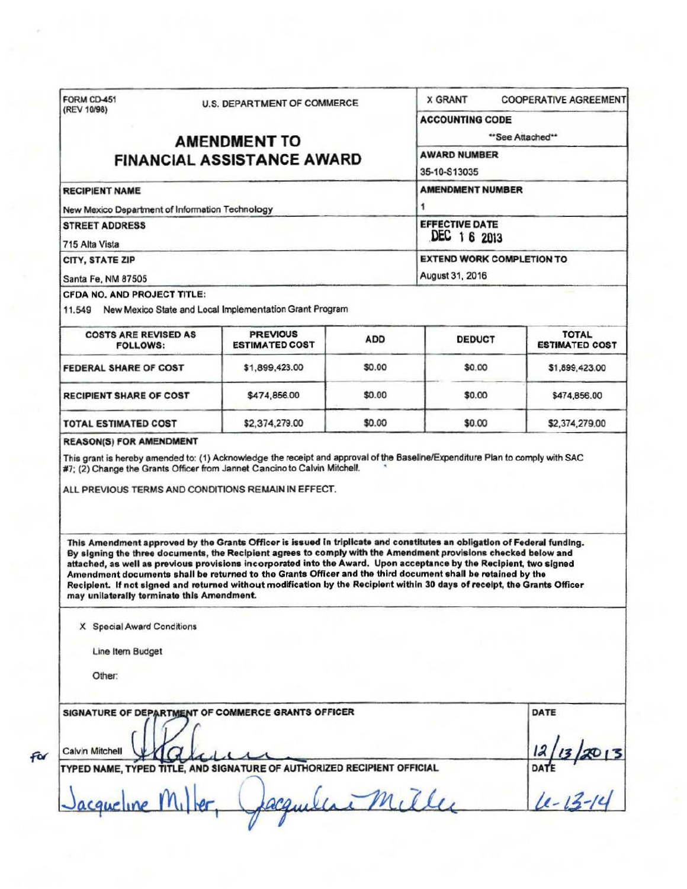FORM CD-451
(REV 10/98)

U.S. DEPARTMENT OF COMMERCE

# AMENDMENT TO FINANCIAL ASSISTANCE AWARD

X GRANT COOPERATIVE AGREEMENT

**ACCOUNTING CODE**

**See Attached**

**AWARD NUMBER**

35-10-S13035

**RECIPIENT NAME**

New Mexico Department of Information Technology

**AMENDMENT NUMBER**

1

**STREET ADDRESS**

715 Alta Vista

**EFFECTIVE DATE**

DEC 16 2013

**CITY, STATE ZIP**

Santa Fe, NM 87505

**EXTEND WORK COMPLETION TO**

August 31, 2016

**CFDA NO. AND PROJECT TITLE:**

11.549 New Mexico State and Local Implementation Grant Program

| COSTS ARE REVISED AS FOLLOWS: | PREVIOUS ESTIMATED COST | ADD | DEDUCT | TOTAL ESTIMATED COST |
|---|---|---|---|---|
| FEDERAL SHARE OF COST | $1,899,423.00 | $0.00 | $0.00 | $1,899,423.00 |
| RECIPIENT SHARE OF COST | $474,856.00 | $0.00 | $0.00 | $474,856.00 |
| TOTAL ESTIMATED COST | $2,374,279.00 | $0.00 | $0.00 | $2,374,279.00 |

**REASON(S) FOR AMENDMENT**

This grant is hereby amended to: (1) Acknowledge the receipt and approval of the Baseline/Expenditure Plan to comply with SAC #7; (2) Change the Grants Officer from Jannet Cancino to Calvin Mitchell.

ALL PREVIOUS TERMS AND CONDITIONS REMAIN IN EFFECT.

**This Amendment approved by the Grants Officer is issued in triplicate and constitutes an obligation of Federal funding. By signing the three documents, the Recipient agrees to comply with the Amendment provisions checked below and attached, as well as previous provisions incorporated into the Award. Upon acceptance by the Recipient, two signed Amendment documents shall be returned to the Grants Officer and the third document shall be retained by the Recipient. If not signed and returned without modification by the Recipient within 30 days of receipt, the Grants Officer may unilaterally terminate this Amendment.**

X Special Award Conditions

Line Item Budget

Other:

**SIGNATURE OF DEPARTMENT OF COMMERCE GRANTS OFFICER**

For Calvin Mitchell [signature]

**DATE**

12/13/2013

**TYPED NAME, TYPED TITLE, AND SIGNATURE OF AUTHORIZED RECIPIENT OFFICIAL**

Jacqueline Miller, Jacqueline Miller [signature]

**DATE**

12-13-14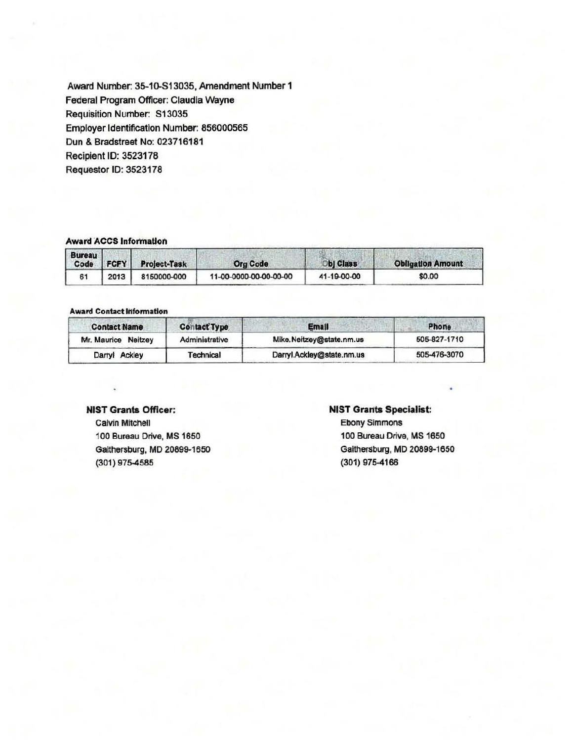Award Number: 35-10-S13035, Amendment Number 1
Federal Program Officer: Claudia Wayne
Requisition Number: S13035
Employer Identification Number: 856000565
Dun & Bradstreet No: 023716181
Recipient ID: 3523178
Requestor ID: 3523178

**Award ACCS Information**

| Bureau Code | FCFY | Project-Task | Org Code | Obj Class | Obligation Amount |
|---|---|---|---|---|---|
| 61 | 2013 | 8150000-000 | 11-00-0000-00-00-00-00 | 41-19-00-00 | $0.00 |

**Award Contact Information**

| Contact Name | Contact Type | Email | Phone |
|---|---|---|---|
| Mr. Maurice Neitzey | Administrative | Mike.Neitzey@state.nm.us | 505-827-1710 |
| Darryl Ackley | Technical | Darryl.Ackley@state.nm.us | 505-476-3070 |

**NIST Grants Officer:**
Calvin Mitchell
100 Bureau Drive, MS 1650
Gaithersburg, MD 20899-1650
(301) 975-4585

**NIST Grants Specialist:**
Ebony Simmons
100 Bureau Drive, MS 1650
Gaithersburg, MD 20899-1650
(301) 975-4166